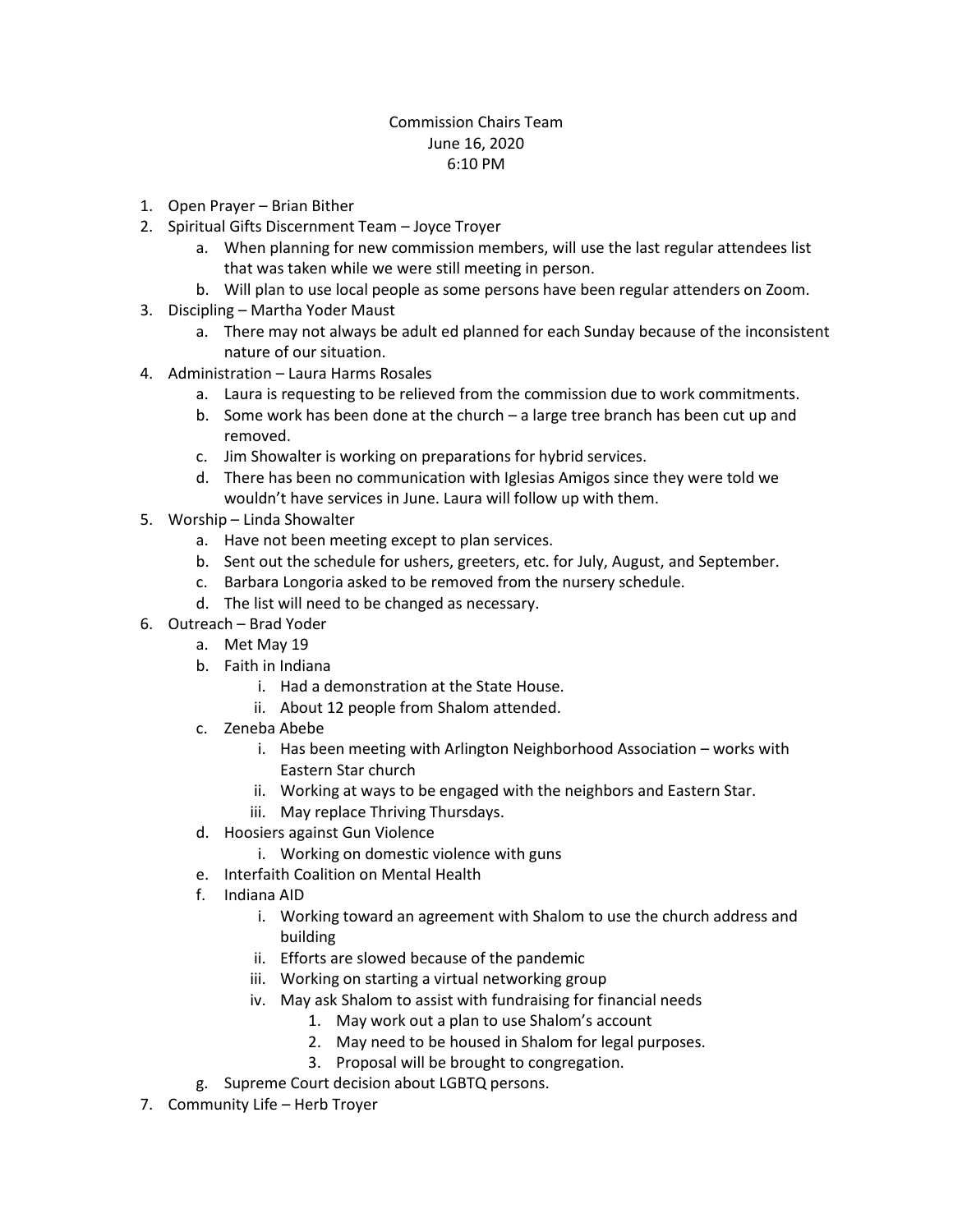Commission Chairs Team
June 16, 2020
6:10 PM

1. Open Prayer – Brian Bither
2. Spiritual Gifts Discernment Team – Joyce Troyer
    a. When planning for new commission members, will use the last regular attendees list that was taken while we were still meeting in person.
    b. Will plan to use local people as some persons have been regular attenders on Zoom.
3. Discipling – Martha Yoder Maust
    a. There may not always be adult ed planned for each Sunday because of the inconsistent nature of our situation.
4. Administration – Laura Harms Rosales
    a. Laura is requesting to be relieved from the commission due to work commitments.
    b. Some work has been done at the church – a large tree branch has been cut up and removed.
    c. Jim Showalter is working on preparations for hybrid services.
    d. There has been no communication with Iglesias Amigos since they were told we wouldn't have services in June. Laura will follow up with them.
5. Worship – Linda Showalter
    a. Have not been meeting except to plan services.
    b. Sent out the schedule for ushers, greeters, etc. for July, August, and September.
    c. Barbara Longoria asked to be removed from the nursery schedule.
    d. The list will need to be changed as necessary.
6. Outreach – Brad Yoder
    a. Met May 19
    b. Faith in Indiana
        i. Had a demonstration at the State House.
        ii. About 12 people from Shalom attended.
    c. Zeneba Abebe
        i. Has been meeting with Arlington Neighborhood Association – works with Eastern Star church
        ii. Working at ways to be engaged with the neighbors and Eastern Star.
        iii. May replace Thriving Thursdays.
    d. Hoosiers against Gun Violence
        i. Working on domestic violence with guns
    e. Interfaith Coalition on Mental Health
    f. Indiana AID
        i. Working toward an agreement with Shalom to use the church address and building
        ii. Efforts are slowed because of the pandemic
        iii. Working on starting a virtual networking group
        iv. May ask Shalom to assist with fundraising for financial needs
            1. May work out a plan to use Shalom's account
            2. May need to be housed in Shalom for legal purposes.
            3. Proposal will be brought to congregation.
    g. Supreme Court decision about LGBTQ persons.
7. Community Life – Herb Troyer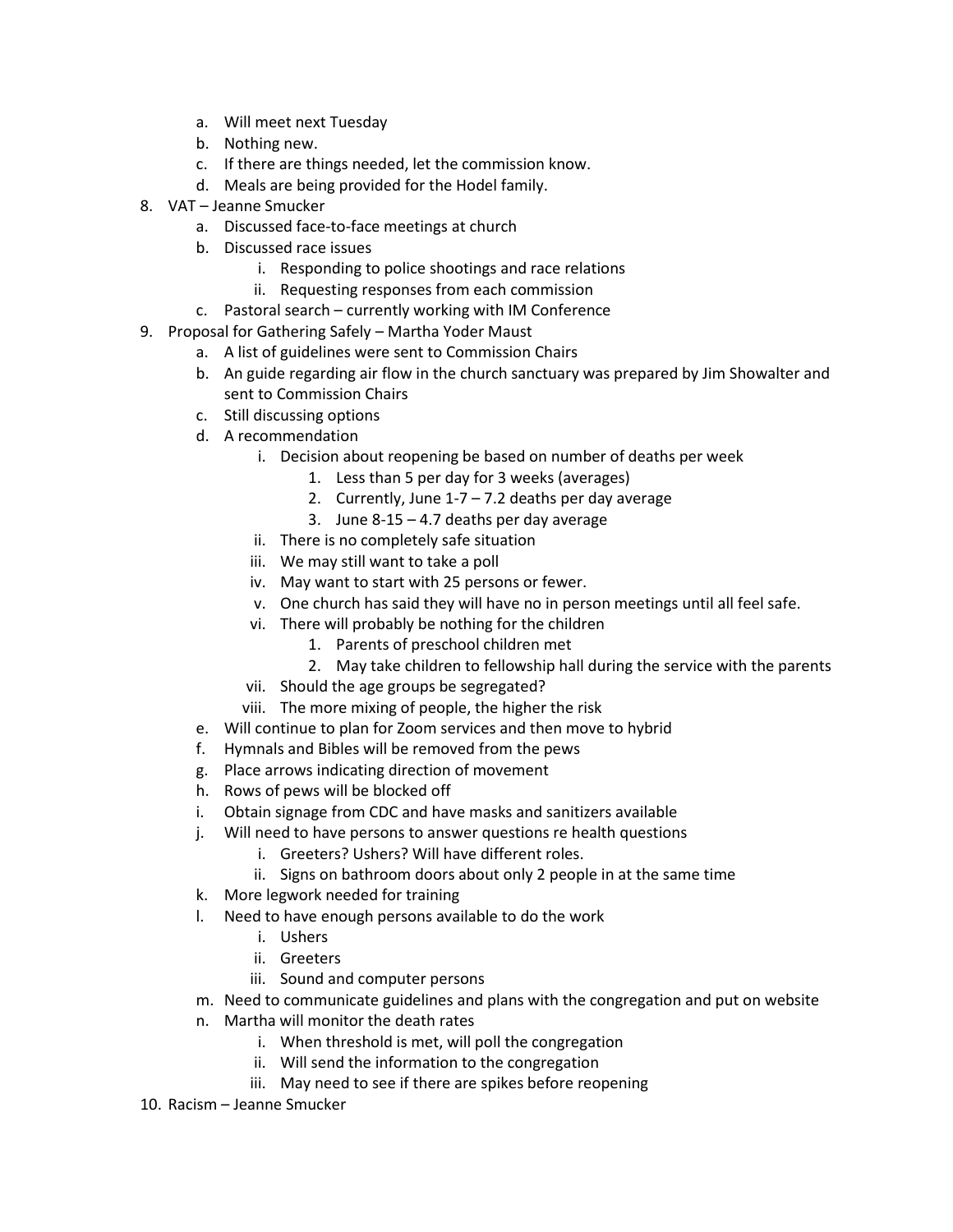a. Will meet next Tuesday
b. Nothing new.
c. If there are things needed, let the commission know.
d. Meals are being provided for the Hodel family.

8. VAT – Jeanne Smucker
   a. Discussed face-to-face meetings at church
   b. Discussed race issues
      i. Responding to police shootings and race relations
      ii. Requesting responses from each commission
   c. Pastoral search – currently working with IM Conference
9. Proposal for Gathering Safely – Martha Yoder Maust
   a. A list of guidelines were sent to Commission Chairs
   b. An guide regarding air flow in the church sanctuary was prepared by Jim Showalter and sent to Commission Chairs
   c. Still discussing options
   d. A recommendation
      i. Decision about reopening be based on number of deaths per week
         1. Less than 5 per day for 3 weeks (averages)
         2. Currently, June 1-7 – 7.2 deaths per day average
         3. June 8-15 – 4.7 deaths per day average
      ii. There is no completely safe situation
      iii. We may still want to take a poll
      iv. May want to start with 25 persons or fewer.
      v. One church has said they will have no in person meetings until all feel safe.
      vi. There will probably be nothing for the children
         1. Parents of preschool children met
         2. May take children to fellowship hall during the service with the parents
      vii. Should the age groups be segregated?
      viii. The more mixing of people, the higher the risk
   e. Will continue to plan for Zoom services and then move to hybrid
   f. Hymnals and Bibles will be removed from the pews
   g. Place arrows indicating direction of movement
   h. Rows of pews will be blocked off
   i. Obtain signage from CDC and have masks and sanitizers available
   j. Will need to have persons to answer questions re health questions
      i. Greeters? Ushers? Will have different roles.
      ii. Signs on bathroom doors about only 2 people in at the same time
   k. More legwork needed for training
   l. Need to have enough persons available to do the work
      i. Ushers
      ii. Greeters
      iii. Sound and computer persons
   m. Need to communicate guidelines and plans with the congregation and put on website
   n. Martha will monitor the death rates
      i. When threshold is met, will poll the congregation
      ii. Will send the information to the congregation
      iii. May need to see if there are spikes before reopening
10. Racism – Jeanne Smucker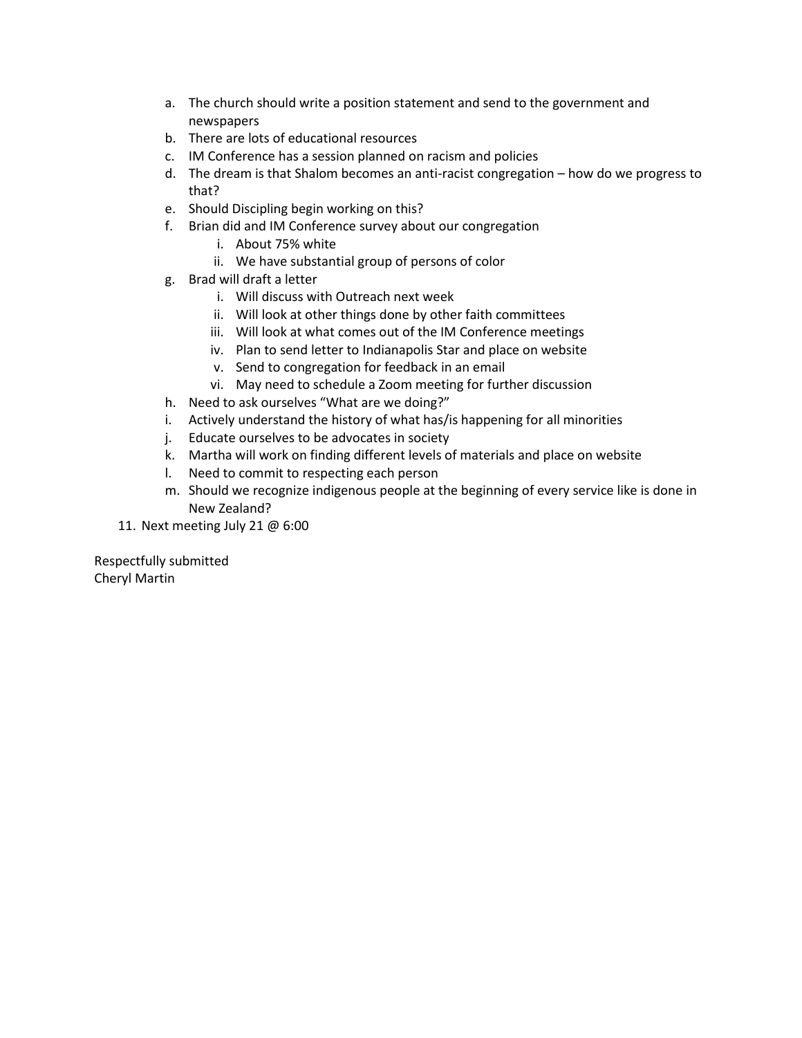a. The church should write a position statement and send to the government and newspapers
   b. There are lots of educational resources
   c. IM Conference has a session planned on racism and policies
   d. The dream is that Shalom becomes an anti-racist congregation – how do we progress to that?
   e. Should Discipling begin working on this?
   f. Brian did and IM Conference survey about our congregation
      i. About 75% white
      ii. We have substantial group of persons of color
   g. Brad will draft a letter
      i. Will discuss with Outreach next week
      ii. Will look at other things done by other faith committees
      iii. Will look at what comes out of the IM Conference meetings
      iv. Plan to send letter to Indianapolis Star and place on website
      v. Send to congregation for feedback in an email
      vi. May need to schedule a Zoom meeting for further discussion
   h. Need to ask ourselves "What are we doing?"
   i. Actively understand the history of what has/is happening for all minorities
   j. Educate ourselves to be advocates in society
   k. Martha will work on finding different levels of materials and place on website
   l. Need to commit to respecting each person
   m. Should we recognize indigenous people at the beginning of every service like is done in New Zealand?

11. Next meeting July 21 @ 6:00

Respectfully submitted
Cheryl Martin